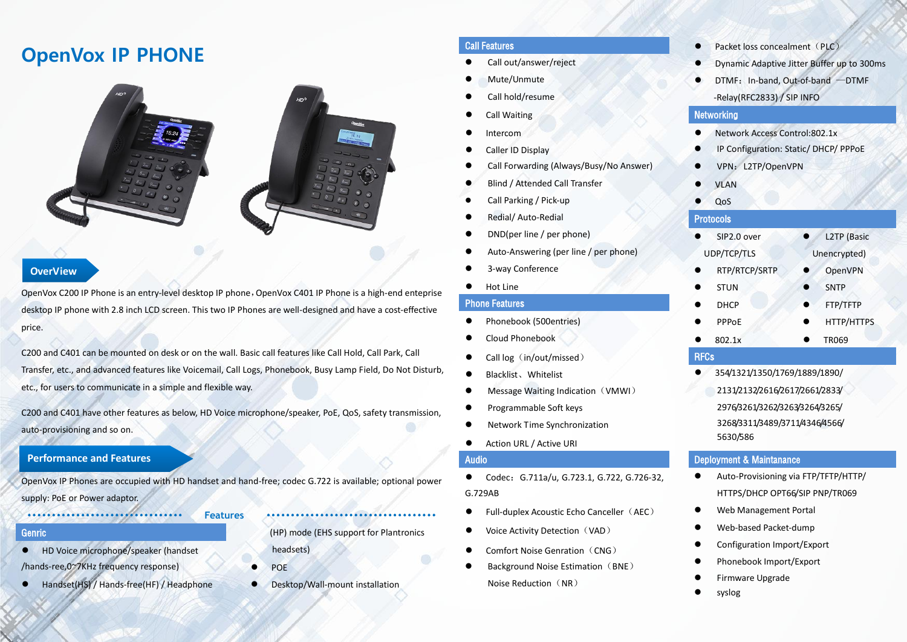# OpenVox IP PHONE

## OverView

OpenVox C200 IP Phone is an entry-level desktop IP phone，OpenVox C401 IP Phone is a high-end enteprise desktop IP phone with 2.8 inch LCD screen. This two IP Phones are well-designed and have a cost-effective price.

C200 and C401 can be mounted on desk or on the wall. Basic call features like Call Hold, Call Park, Call Transfer, etc., and advanced features like Voicemail, Call Logs, Phonebook, Busy Lamp Field, Do Not Disturb, etc., for users to communicate in a simple and flexible way.

C200 and C401 have other features as below, HD Voice microphone/speaker, PoE, QoS, safety transmission, auto-provisioning and so on.

## Performance and Features

OpenVox IP Phones are occupied with HD handset and hand-free; codec G.722 is available; optional power supply: PoE or Power adaptor.

### Features

#### Genric

- HD Voice microphone/speaker (handset /hands-ree,0~7KHz frequency response)
- Handset(HS) / Hands-free(HF) / Headphone (HP) mode (EHS support for Plantronics headsets)
- POE
- Desktop/Wall-mount installation

#### Call Features

- Call out/answer/reject
- Mute/Unmute
- Call hold/resume
- Call Waiting
- Intercom
- Caller ID Display
- Call Forwarding (Always/Busy/No Answer)
- Blind / Attended Call Transfer
- Call Parking / Pick-up
- Redial/ Auto-Redial
- DND(per line / per phone)
- Auto-Answering (per line / per phone)
- 3-way Conference
- Hot Line

#### Phone Features

- Phonebook (500entries)
- Cloud Phonebook
- Call log（in/out/missed）
- Blacklist、Whitelist
- Message Waiting Indication（VMWI）
- Programmable Soft keys
- Network Time Synchronization
- Action URL / Active URI

#### Audio

- Codec：G.711a/u, G.723.1, G.722, G.726-32, G.729AB
- Full-duplex Acoustic Echo Canceller（AEC）
- Voice Activity Detection（VAD）
- Comfort Noise Genration（CNG）
- Background Noise Estimation（BNE） Noise Reduction（NR）
- Packet loss concealment（PLC）
- Dynamic Adaptive Jitter Buffer up to 300ms
- DTMF：In-band, Out-of-band —DTMF -Relay(RFC2833) / SIP INFO

#### Networking

- Network Access Control:802.1x
- IP Configuration: Static/ DHCP/ PPPoE
- VPN：L2TP/OpenVPN
- VLAN
- QoS

#### Protocols

- SIP2.0 over UDP/TCP/TLS
- L2TP (Basic Unencrypted)
- RTP/RTCP/SRTP
- OpenVPN
- STUN
- SNTP
- DHCP
- FTP/TFTP
- PPPoE
- HTTP/HTTPS
- 802.1x
- TR069

#### RFCs

- 354/1321/1350/1769/1889/1890/ 2131/2132/2616/2617/2661/2833/ 2976/3261/3262/3263/3264/3265/ 3268/3311/3489/3711/4346/4566/ 5630/586

#### Deployment & Maintanance

- Auto-Provisioning via FTP/TFTP/HTTP/ HTTPS/DHCP OPT66/SIP PNP/TR069
- Web Management Portal
- Web-based Packet-dump
- Configuration Import/Export
- Phonebook Import/Export
- Firmware Upgrade
- syslog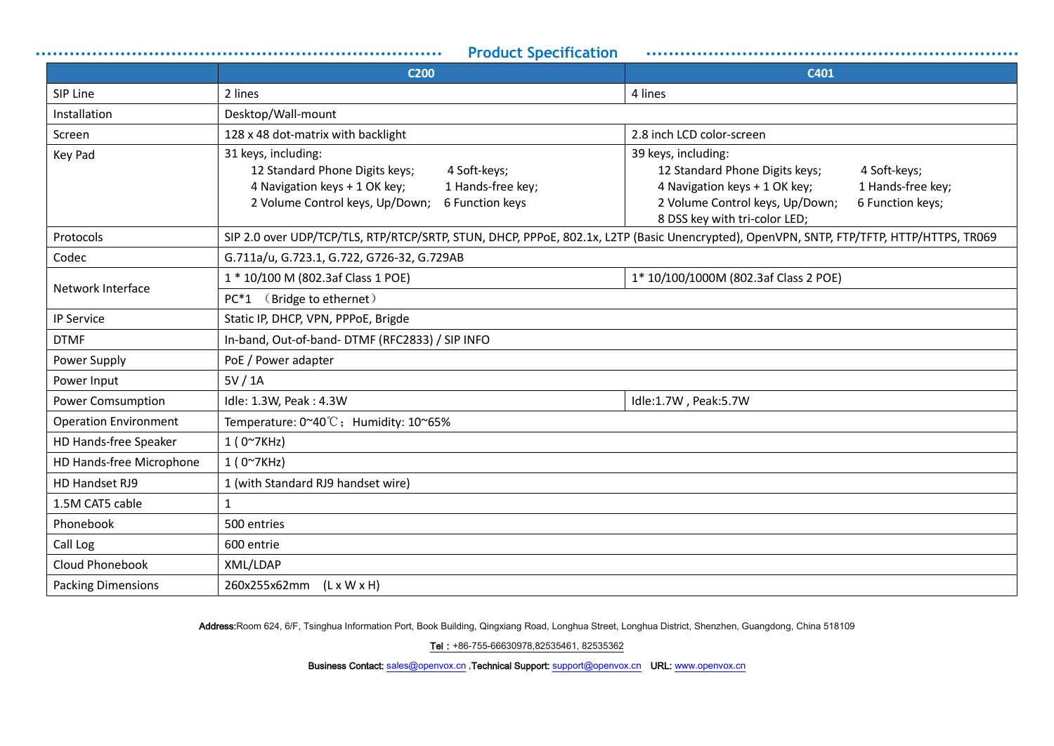## Product Specification

| | C200 | C401 |
|---|---|---|
| SIP Line | 2 lines | 4 lines |
| Installation | Desktop/Wall-mount | |
| Screen | 128 x 48 dot-matrix with backlight | 2.8 inch LCD color-screen |
| Key Pad | 31 keys, including: 12 Standard Phone Digits keys; 4 Soft-keys; 4 Navigation keys + 1 OK key; 1 Hands-free key; 2 Volume Control keys, Up/Down; 6 Function keys | 39 keys, including: 12 Standard Phone Digits keys; 4 Soft-keys; 4 Navigation keys + 1 OK key; 1 Hands-free key; 2 Volume Control keys, Up/Down; 6 Function keys; 8 DSS key with tri-color LED; |
| Protocols | SIP 2.0 over UDP/TCP/TLS, RTP/RTCP/SRTP, STUN, DHCP, PPPoE, 802.1x, L2TP (Basic Unencrypted), OpenVPN, SNTP, FTP/TFTP, HTTP/HTTPS, TR069 | |
| Codec | G.711a/u, G.723.1, G.722, G726-32, G.729AB | |
| Network Interface | 1 * 10/100 M (802.3af Class 1 POE) | 1* 10/100/1000M (802.3af Class 2 POE) |
| | PC*1 （Bridge to ethernet） | |
| IP Service | Static IP, DHCP, VPN, PPPoE, Brigde | |
| DTMF | In-band, Out-of-band- DTMF (RFC2833) / SIP INFO | |
| Power Supply | PoE / Power adapter | |
| Power Input | 5V / 1A | |
| Power Comsumption | Idle: 1.3W, Peak : 4.3W | Idle:1.7W , Peak:5.7W |
| Operation Environment | Temperature: 0~40℃；Humidity: 10~65% | |
| HD Hands-free Speaker | 1 ( 0~7KHz) | |
| HD Hands-free Microphone | 1 ( 0~7KHz) | |
| HD Handset RJ9 | 1 (with Standard RJ9 handset wire) | |
| 1.5M CAT5 cable | 1 | |
| Phonebook | 500 entries | |
| Call Log | 600 entrie | |
| Cloud Phonebook | XML/LDAP | |
| Packing Dimensions | 260x255x62mm (L x W x H) | |

**Address:** Room 624, 6/F, Tsinghua Information Port, Book Building, Qingxiang Road, Longhua Street, Longhua District, Shenzhen, Guangdong, China 518109

**Tel：** +86-755-66630978,82535461, 82535362

**Business Contact:** sales@openvox.cn ,**Technical Support:** support@openvox.cn **URL:** www.openvox.cn